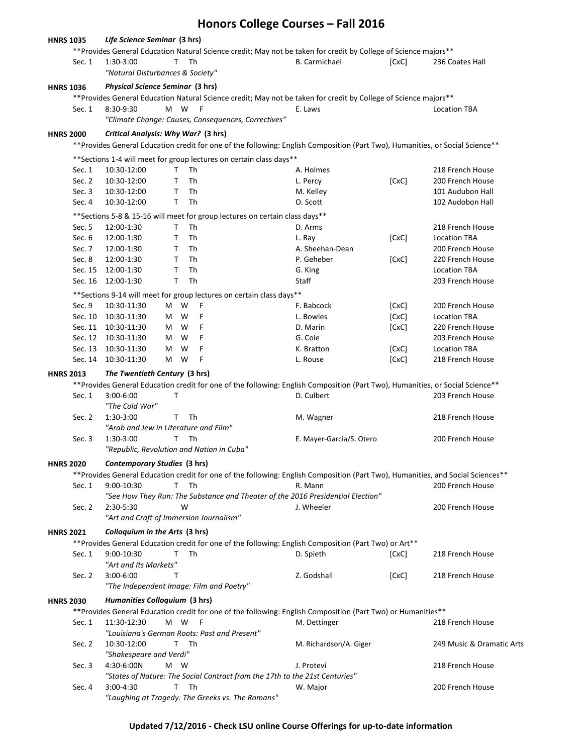# Honors College Courses – Fall 2016

## HNRS 1035 *Life Science Seminar* (3 hrs)

**Provides General Education Natural Science credit; May not be taken for credit by College of Science majors**

| Sec. | Time | Days | Instructor | | Location |
|---|---|---|---|---|---|
| Sec. 1 | 1:30-3:00 | T Th | B. Carmichael | [CxC] | 236 Coates Hall |

*"Natural Disturbances & Society"*

## HNRS 1036 *Physical Science Seminar* (3 hrs)

**Provides General Education Natural Science credit; May not be taken for credit by College of Science majors**

| Sec. | Time | Days | Instructor | | Location |
|---|---|---|---|---|---|
| Sec. 1 | 8:30-9:30 | M W F | E. Laws | | Location TBA |

*"Climate Change: Causes, Consequences, Correctives"*

## HNRS 2000 *Critical Analysis: Why War?* (3 hrs)

**Provides General Education credit for one of the following: English Composition (Part Two), Humanities, or Social Science**

**Sections 1-4 will meet for group lectures on certain class days**

| Sec. | Time | Days | Instructor | | Location |
|---|---|---|---|---|---|
| Sec. 1 | 10:30-12:00 | T Th | A. Holmes | | 218 French House |
| Sec. 2 | 10:30-12:00 | T Th | L. Percy | [CxC] | 200 French House |
| Sec. 3 | 10:30-12:00 | T Th | M. Kelley | | 101 Audubon Hall |
| Sec. 4 | 10:30-12:00 | T Th | O. Scott | | 102 Audobon Hall |

**Sections 5-8 & 15-16 will meet for group lectures on certain class days**

| Sec. | Time | Days | Instructor | | Location |
|---|---|---|---|---|---|
| Sec. 5 | 12:00-1:30 | T Th | D. Arms | | 218 French House |
| Sec. 6 | 12:00-1:30 | T Th | L. Ray | [CxC] | Location TBA |
| Sec. 7 | 12:00-1:30 | T Th | A. Sheehan-Dean | | 200 French House |
| Sec. 8 | 12:00-1:30 | T Th | P. Geheber | [CxC] | 220 French House |
| Sec. 15 | 12:00-1:30 | T Th | G. King | | Location TBA |
| Sec. 16 | 12:00-1:30 | T Th | Staff | | 203 French House |

**Sections 9-14 will meet for group lectures on certain class days**

| Sec. | Time | Days | Instructor | | Location |
|---|---|---|---|---|---|
| Sec. 9 | 10:30-11:30 | M W F | F. Babcock | [CxC] | 200 French House |
| Sec. 10 | 10:30-11:30 | M W F | L. Bowles | [CxC] | Location TBA |
| Sec. 11 | 10:30-11:30 | M W F | D. Marin | [CxC] | 220 French House |
| Sec. 12 | 10:30-11:30 | M W F | G. Cole | | 203 French House |
| Sec. 13 | 10:30-11:30 | M W F | K. Bratton | [CxC] | Location TBA |
| Sec. 14 | 10:30-11:30 | M W F | L. Rouse | [CxC] | 218 French House |

## HNRS 2013 *The Twentieth Century* (3 hrs)

**Provides General Education credit for one of the following: English Composition (Part Two), Humanities, or Social Science**

| Sec. | Time | Days | Instructor | | Location |
|---|---|---|---|---|---|
| Sec. 1 | 3:00-6:00 | T | D. Culbert | | 203 French House |
| | *"The Cold War"* | | | | |
| Sec. 2 | 1:30-3:00 | T Th | M. Wagner | | 218 French House |
| | *"Arab and Jew in Literature and Film"* | | | | |
| Sec. 3 | 1:30-3:00 | T Th | E. Mayer-Garcia/S. Otero | | 200 French House |
| | *"Republic, Revolution and Nation in Cuba"* | | | | |

## HNRS 2020 *Contemporary Studies* (3 hrs)

**Provides General Education credit for one of the following: English Composition (Part Two), Humanities, and Social Sciences**

| Sec. | Time | Days | Instructor | | Location |
|---|---|---|---|---|---|
| Sec. 1 | 9:00-10:30 | T Th | R. Mann | | 200 French House |
| | *"See How They Run: The Substance and Theater of the 2016 Presidential Election"* | | | | |
| Sec. 2 | 2:30-5:30 | W | J. Wheeler | | 200 French House |
| | *"Art and Craft of Immersion Journalism"* | | | | |

## HNRS 2021 *Colloquium in the Arts* (3 hrs)

**Provides General Education credit for one of the following: English Composition (Part Two) or Art**

| Sec. | Time | Days | Instructor | | Location |
|---|---|---|---|---|---|
| Sec. 1 | 9:00-10:30 | T Th | D. Spieth | [CxC] | 218 French House |
| | *"Art and Its Markets"* | | | | |
| Sec. 2 | 3:00-6:00 | T | Z. Godshall | [CxC] | 218 French House |
| | *"The Independent Image: Film and Poetry"* | | | | |

## HNRS 2030 *Humanities Colloquium* (3 hrs)

**Provides General Education credit for one of the following: English Composition (Part Two) or Humanities**

| Sec. | Time | Days | Instructor | | Location |
|---|---|---|---|---|---|
| Sec. 1 | 11:30-12:30 | M W F | M. Dettinger | | 218 French House |
| | *"Louisiana's German Roots: Past and Present"* | | | | |
| Sec. 2 | 10:30-12:00 | T Th | M. Richardson/A. Giger | | 249 Music & Dramatic Arts |
| | *"Shakespeare and Verdi"* | | | | |
| Sec. 3 | 4:30-6:00N | M W | J. Protevi | | 218 French House |
| | *"States of Nature: The Social Contract from the 17th to the 21st Centuries"* | | | | |
| Sec. 4 | 3:00-4:30 | T Th | W. Major | | 200 French House |
| | *"Laughing at Tragedy: The Greeks vs. The Romans"* | | | | |

**Updated 7/12/2016 - Check LSU online Course Offerings for up-to-date information**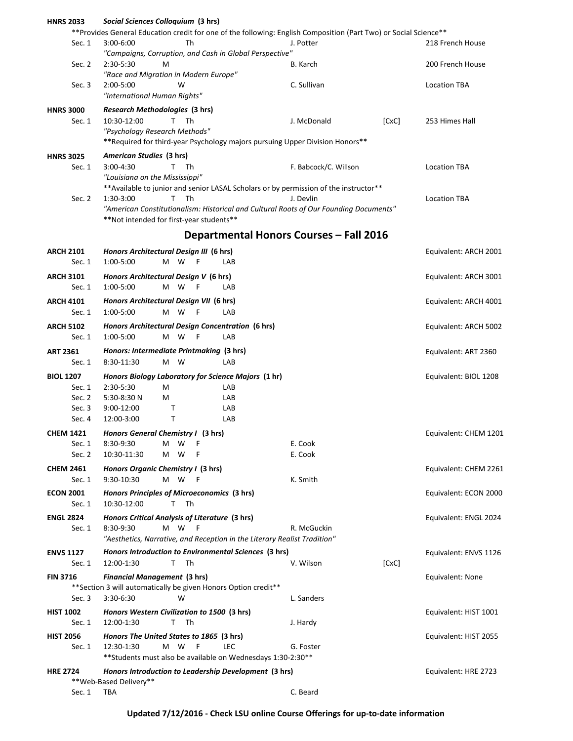**HNRS 2033** ***Social Sciences Colloquium* (3 hrs)**

**Provides General Education credit for one of the following: English Composition (Part Two) or Social Science**

| Section | Time | Days | Instructor | | Location |
|---|---|---|---|---|---|
| Sec. 1 | 3:00-6:00 | Th | J. Potter | | 218 French House |
| | *"Campaigns, Corruption, and Cash in Global Perspective"* | | | | |
| Sec. 2 | 2:30-5:30 | M | B. Karch | | 200 French House |
| | *"Race and Migration in Modern Europe"* | | | | |
| Sec. 3 | 2:00-5:00 | W | C. Sullivan | | Location TBA |
| | *"International Human Rights"* | | | | |

**HNRS 3000** ***Research Methodologies* (3 hrs)**

| Section | Time | Days | Instructor | | Location |
|---|---|---|---|---|---|
| Sec. 1 | 10:30-12:00 | T Th | J. McDonald | [CxC] | 253 Himes Hall |
| | *"Psychology Research Methods"* | | | | |

**Required for third-year Psychology majors pursuing Upper Division Honors**

**HNRS 3025** ***American Studies* (3 hrs)**

| Section | Time | Days | Instructor | | Location |
|---|---|---|---|---|---|
| Sec. 1 | 3:00-4:30 | T Th | F. Babcock/C. Willson | | Location TBA |
| | *"Louisiana on the Mississippi"* | | | | |
| | **Available to junior and senior LASAL Scholars or by permission of the instructor** | | | | |
| Sec. 2 | 1:30-3:00 | T Th | J. Devlin | | Location TBA |
| | *"American Constitutionalism: Historical and Cultural Roots of Our Founding Documents"* | | | | |
| | **Not intended for first-year students** | | | | |

## Departmental Honors Courses – Fall 2016

**ARCH 2101** ***Honors Architectural Design III* (6 hrs)** — Equivalent: ARCH 2001

| Section | Time | Days | Type |
|---|---|---|---|
| Sec. 1 | 1:00-5:00 | M W F | LAB |

**ARCH 3101** ***Honors Architectural Design V* (6 hrs)** — Equivalent: ARCH 3001

| Section | Time | Days | Type |
|---|---|---|---|
| Sec. 1 | 1:00-5:00 | M W F | LAB |

**ARCH 4101** ***Honors Architectural Design VII* (6 hrs)** — Equivalent: ARCH 4001

| Section | Time | Days | Type |
|---|---|---|---|
| Sec. 1 | 1:00-5:00 | M W F | LAB |

**ARCH 5102** ***Honors Architectural Design Concentration* (6 hrs)** — Equivalent: ARCH 5002

| Section | Time | Days | Type |
|---|---|---|---|
| Sec. 1 | 1:00-5:00 | M W F | LAB |

**ART 2361** ***Honors: Intermediate Printmaking* (3 hrs)** — Equivalent: ART 2360

| Section | Time | Days | Type |
|---|---|---|---|
| Sec. 1 | 8:30-11:30 | M W | LAB |

**BIOL 1207** ***Honors Biology Laboratory for Science Majors* (1 hr)** — Equivalent: BIOL 1208

| Section | Time | Days | Type |
|---|---|---|---|
| Sec. 1 | 2:30-5:30 | M | LAB |
| Sec. 2 | 5:30-8:30 N | M | LAB |
| Sec. 3 | 9:00-12:00 | T | LAB |
| Sec. 4 | 12:00-3:00 | T | LAB |

**CHEM 1421** ***Honors General Chemistry I* (3 hrs)** — Equivalent: CHEM 1201

| Section | Time | Days | Instructor |
|---|---|---|---|
| Sec. 1 | 8:30-9:30 | M W F | E. Cook |
| Sec. 2 | 10:30-11:30 | M W F | E. Cook |

**CHEM 2461** ***Honors Organic Chemistry I* (3 hrs)** — Equivalent: CHEM 2261

| Section | Time | Days | Instructor |
|---|---|---|---|
| Sec. 1 | 9:30-10:30 | M W F | K. Smith |

**ECON 2001** ***Honors Principles of Microeconomics* (3 hrs)** — Equivalent: ECON 2000

| Section | Time | Days |
|---|---|---|
| Sec. 1 | 10:30-12:00 | T Th |

**ENGL 2824** ***Honors Critical Analysis of Literature* (3 hrs)** — Equivalent: ENGL 2024

| Section | Time | Days | Instructor |
|---|---|---|---|
| Sec. 1 | 8:30-9:30 | M W F | R. McGuckin |

*"Aesthetics, Narrative, and Reception in the Literary Realist Tradition"*

**ENVS 1127** ***Honors Introduction to Environmental Sciences* (3 hrs)** — Equivalent: ENVS 1126

| Section | Time | Days | Instructor | |
|---|---|---|---|---|
| Sec. 1 | 12:00-1:30 | T Th | V. Wilson | [CxC] |

**FIN 3716** ***Financial Management* (3 hrs)** — Equivalent: None

**Section 3 will automatically be given Honors Option credit**

| Section | Time | Days | Instructor |
|---|---|---|---|
| Sec. 3 | 3:30-6:30 | W | L. Sanders |

**HIST 1002** ***Honors Western Civilization to 1500* (3 hrs)** — Equivalent: HIST 1001

| Section | Time | Days | Instructor |
|---|---|---|---|
| Sec. 1 | 12:00-1:30 | T Th | J. Hardy |

**HIST 2056** ***Honors The United States to 1865* (3 hrs)** — Equivalent: HIST 2055

| Section | Time | Days | Type | Instructor |
|---|---|---|---|---|
| Sec. 1 | 12:30-1:30 | M W F | LEC | G. Foster |

**Students must also be available on Wednesdays 1:30-2:30**

**HRE 2724** ***Honors Introduction to Leadership Development* (3 hrs)** — Equivalent: HRE 2723

**Web-Based Delivery**

| Section | Time | Instructor |
|---|---|---|
| Sec. 1 | TBA | C. Beard |

**Updated 7/12/2016 - Check LSU online Course Offerings for up-to-date information**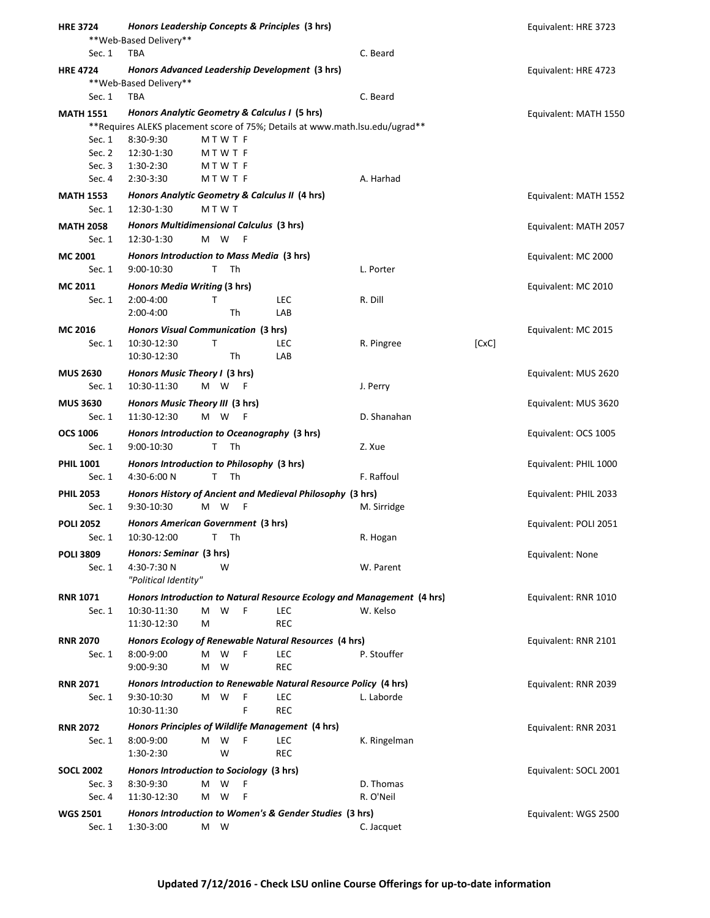| | | | | | | |
|---|---|---|---|---|---|---|
| **HRE 3724** | ***Honors Leadership Concepts & Principles* (3 hrs)** | | | | | Equivalent: HRE 3723 |
| | **Web-Based Delivery** | | | | | |
| Sec. 1 | TBA | | | C. Beard | | |
| **HRE 4724** | ***Honors Advanced Leadership Development* (3 hrs)** | | | | | Equivalent: HRE 4723 |
| | **Web-Based Delivery** | | | | | |
| Sec. 1 | TBA | | | C. Beard | | |
| **MATH 1551** | ***Honors Analytic Geometry & Calculus I* (5 hrs)** | | | | | Equivalent: MATH 1550 |
| | **Requires ALEKS placement score of 75%; Details at www.math.lsu.edu/ugrad** | | | | | |
| Sec. 1 | 8:30-9:30 | M T W T F | | | | |
| Sec. 2 | 12:30-1:30 | M T W T F | | | | |
| Sec. 3 | 1:30-2:30 | M T W T F | | | | |
| Sec. 4 | 2:30-3:30 | M T W T F | | A. Harhad | | |
| **MATH 1553** | ***Honors Analytic Geometry & Calculus II* (4 hrs)** | | | | | Equivalent: MATH 1552 |
| Sec. 1 | 12:30-1:30 | M T W T | | | | |
| **MATH 2058** | ***Honors Multidimensional Calculus* (3 hrs)** | | | | | Equivalent: MATH 2057 |
| Sec. 1 | 12:30-1:30 | M W F | | | | |
| **MC 2001** | ***Honors Introduction to Mass Media* (3 hrs)** | | | | | Equivalent: MC 2000 |
| Sec. 1 | 9:00-10:30 | T Th | | L. Porter | | |
| **MC 2011** | ***Honors Media Writing* (3 hrs)** | | | | | Equivalent: MC 2010 |
| Sec. 1 | 2:00-4:00 | T | LEC | R. Dill | | |
| | 2:00-4:00 | Th | LAB | | | |
| **MC 2016** | ***Honors Visual Communication* (3 hrs)** | | | | | Equivalent: MC 2015 |
| Sec. 1 | 10:30-12:30 | T | LEC | R. Pingree | [CxC] | |
| | 10:30-12:30 | Th | LAB | | | |
| **MUS 2630** | ***Honors Music Theory I* (3 hrs)** | | | | | Equivalent: MUS 2620 |
| Sec. 1 | 10:30-11:30 | M W F | | J. Perry | | |
| **MUS 3630** | ***Honors Music Theory III* (3 hrs)** | | | | | Equivalent: MUS 3620 |
| Sec. 1 | 11:30-12:30 | M W F | | D. Shanahan | | |
| **OCS 1006** | ***Honors Introduction to Oceanography* (3 hrs)** | | | | | Equivalent: OCS 1005 |
| Sec. 1 | 9:00-10:30 | T Th | | Z. Xue | | |
| **PHIL 1001** | ***Honors Introduction to Philosophy* (3 hrs)** | | | | | Equivalent: PHIL 1000 |
| Sec. 1 | 4:30-6:00 N | T Th | | F. Raffoul | | |
| **PHIL 2053** | ***Honors History of Ancient and Medieval Philosophy* (3 hrs)** | | | | | Equivalent: PHIL 2033 |
| Sec. 1 | 9:30-10:30 | M W F | | M. Sirridge | | |
| **POLI 2052** | ***Honors American Government* (3 hrs)** | | | | | Equivalent: POLI 2051 |
| Sec. 1 | 10:30-12:00 | T Th | | R. Hogan | | |
| **POLI 3809** | ***Honors: Seminar* (3 hrs)** | | | | | Equivalent: None |
| Sec. 1 | 4:30-7:30 N | W | | W. Parent | | |
| | *"Political Identity"* | | | | | |
| **RNR 1071** | ***Honors Introduction to Natural Resource Ecology and Management* (4 hrs)** | | | | | Equivalent: RNR 1010 |
| Sec. 1 | 10:30-11:30 | M W F | LEC | W. Kelso | | |
| | 11:30-12:30 | M | REC | | | |
| **RNR 2070** | ***Honors Ecology of Renewable Natural Resources* (4 hrs)** | | | | | Equivalent: RNR 2101 |
| Sec. 1 | 8:00-9:00 | M W F | LEC | P. Stouffer | | |
| | 9:00-9:30 | M W | REC | | | |
| **RNR 2071** | ***Honors Introduction to Renewable Natural Resource Policy* (4 hrs)** | | | | | Equivalent: RNR 2039 |
| Sec. 1 | 9:30-10:30 | M W F | LEC | L. Laborde | | |
| | 10:30-11:30 | F | REC | | | |
| **RNR 2072** | ***Honors Principles of Wildlife Management* (4 hrs)** | | | | | Equivalent: RNR 2031 |
| Sec. 1 | 8:00-9:00 | M W F | LEC | K. Ringelman | | |
| | 1:30-2:30 | W | REC | | | |
| **SOCL 2002** | ***Honors Introduction to Sociology* (3 hrs)** | | | | | Equivalent: SOCL 2001 |
| Sec. 3 | 8:30-9:30 | M W F | | D. Thomas | | |
| Sec. 4 | 11:30-12:30 | M W F | | R. O'Neil | | |
| **WGS 2501** | ***Honors Introduction to Women's & Gender Studies* (3 hrs)** | | | | | Equivalent: WGS 2500 |
| Sec. 1 | 1:30-3:00 | M W | | C. Jacquet | | |

**Updated 7/12/2016 - Check LSU online Course Offerings for up-to-date information**